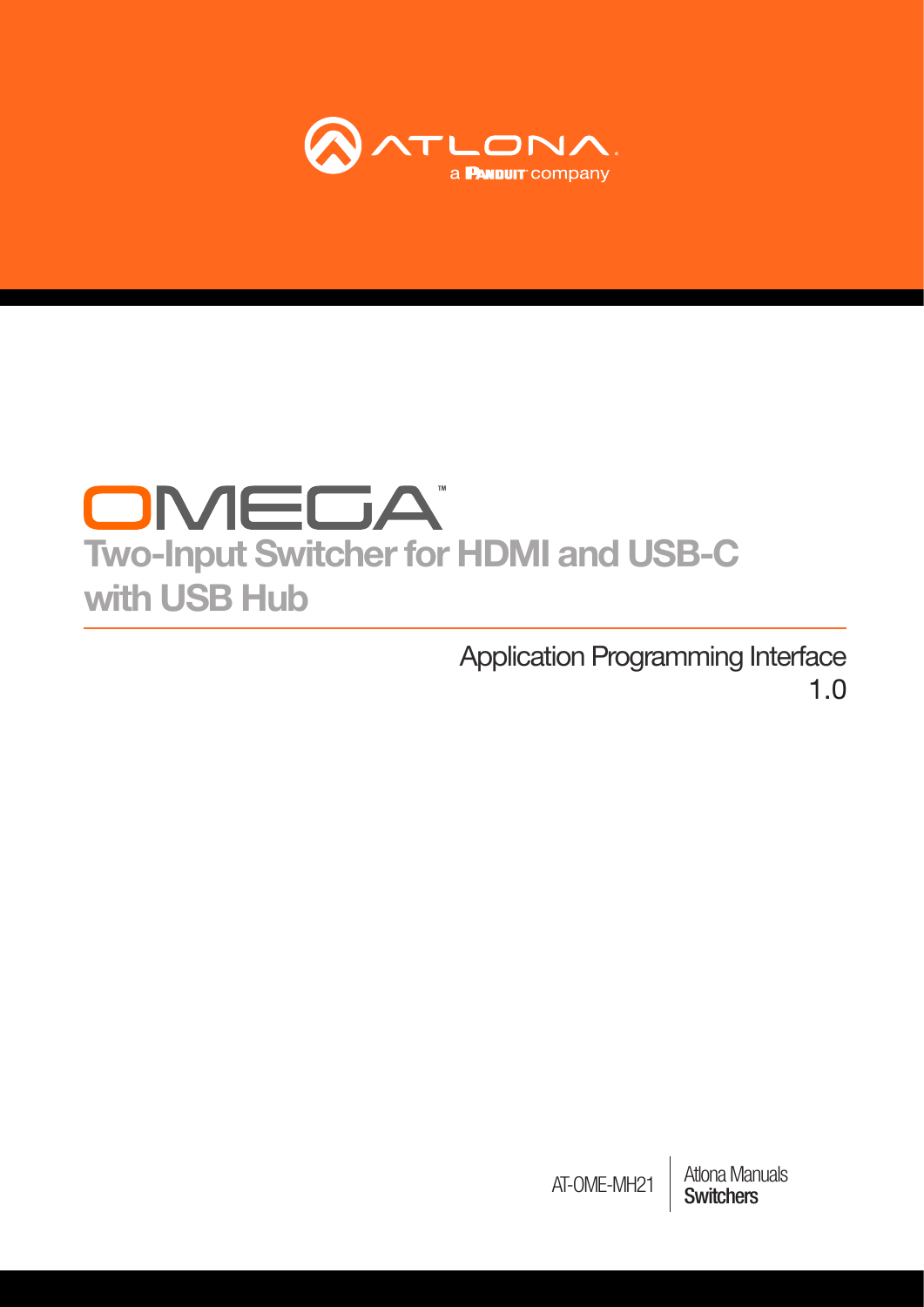ATLONA

a PANDUIT company

# OMEGA™

## Two-Input Switcher for HDMI and USB-C with USB Hub

Application Programming Interface

1.0

AT-OME-MH21

Atlona Manuals

**Switchers**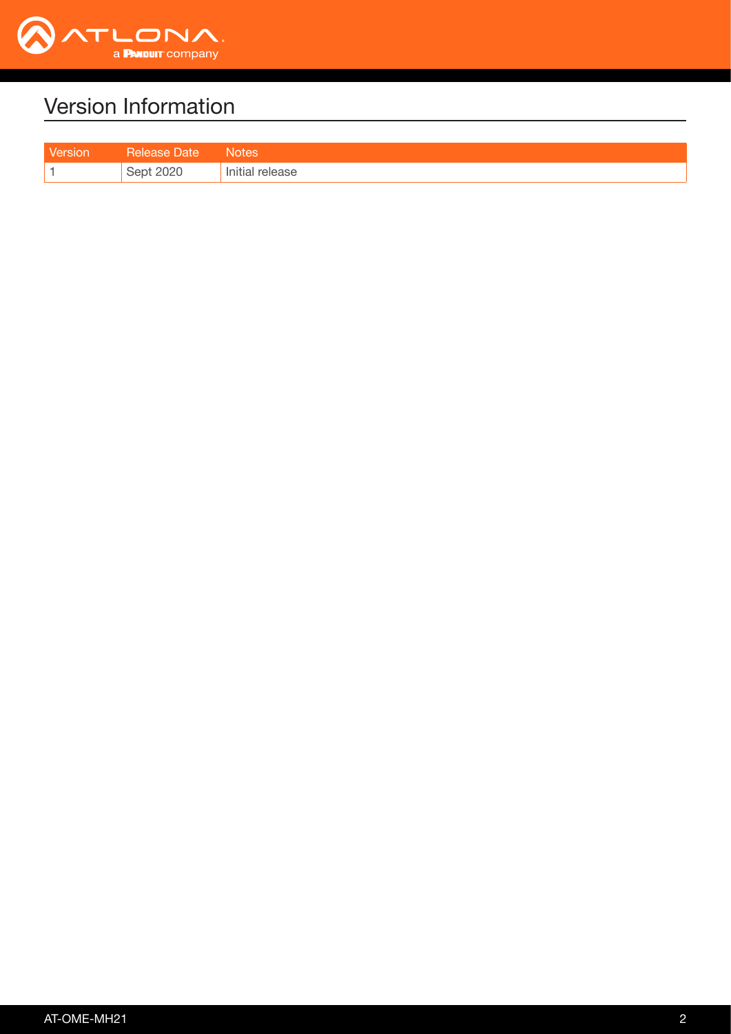# Version Information

| Version | Release Date | Notes |
|---|---|---|
| 1 | Sept 2020 | Initial release |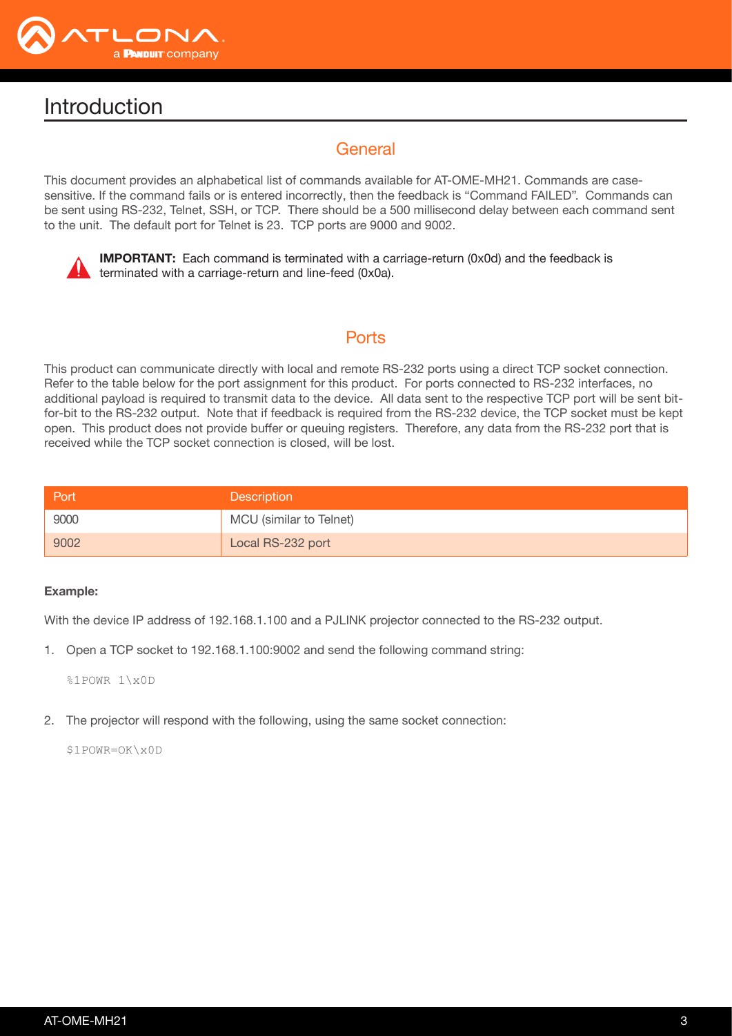# Introduction

## General

This document provides an alphabetical list of commands available for AT-OME-MH21. Commands are case-sensitive. If the command fails or is entered incorrectly, then the feedback is “Command FAILED”. Commands can be sent using RS-232, Telnet, SSH, or TCP. There should be a 500 millisecond delay between each command sent to the unit. The default port for Telnet is 23. TCP ports are 9000 and 9002.

**IMPORTANT:** Each command is terminated with a carriage-return (0x0d) and the feedback is terminated with a carriage-return and line-feed (0x0a).

## Ports

This product can communicate directly with local and remote RS-232 ports using a direct TCP socket connection. Refer to the table below for the port assignment for this product. For ports connected to RS-232 interfaces, no additional payload is required to transmit data to the device. All data sent to the respective TCP port will be sent bit-for-bit to the RS-232 output. Note that if feedback is required from the RS-232 device, the TCP socket must be kept open. This product does not provide buffer or queuing registers. Therefore, any data from the RS-232 port that is received while the TCP socket connection is closed, will be lost.

| Port | Description |
|---|---|
| 9000 | MCU (similar to Telnet) |
| 9002 | Local RS-232 port |

**Example:**

With the device IP address of 192.168.1.100 and a PJLINK projector connected to the RS-232 output.

1. Open a TCP socket to 192.168.1.100:9002 and send the following command string:

```
%1POWR 1\x0D
```

2. The projector will respond with the following, using the same socket connection:

```
$1POWR=OK\x0D
```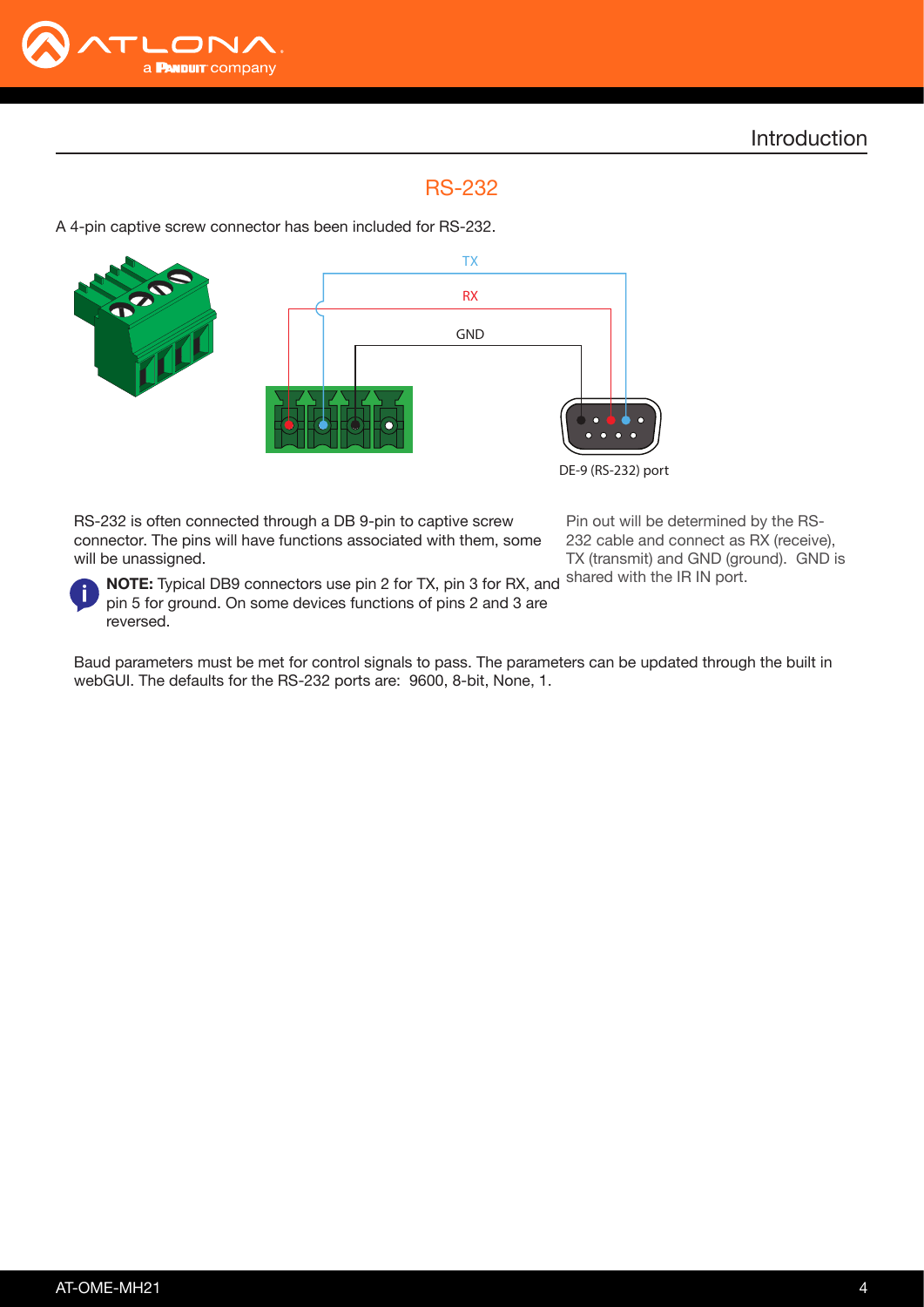## RS-232

A 4-pin captive screw connector has been included for RS-232.

TX

RX

GND

DE-9 (RS-232) port

RS-232 is often connected through a DB 9-pin to captive screw connector. The pins will have functions associated with them, some will be unassigned.

**NOTE:** Typical DB9 connectors use pin 2 for TX, pin 3 for RX, and pin 5 for ground. On some devices functions of pins 2 and 3 are reversed.

Pin out will be determined by the RS-232 cable and connect as RX (receive), TX (transmit) and GND (ground). GND is shared with the IR IN port.

Baud parameters must be met for control signals to pass. The parameters can be updated through the built in webGUI. The defaults for the RS-232 ports are: 9600, 8-bit, None, 1.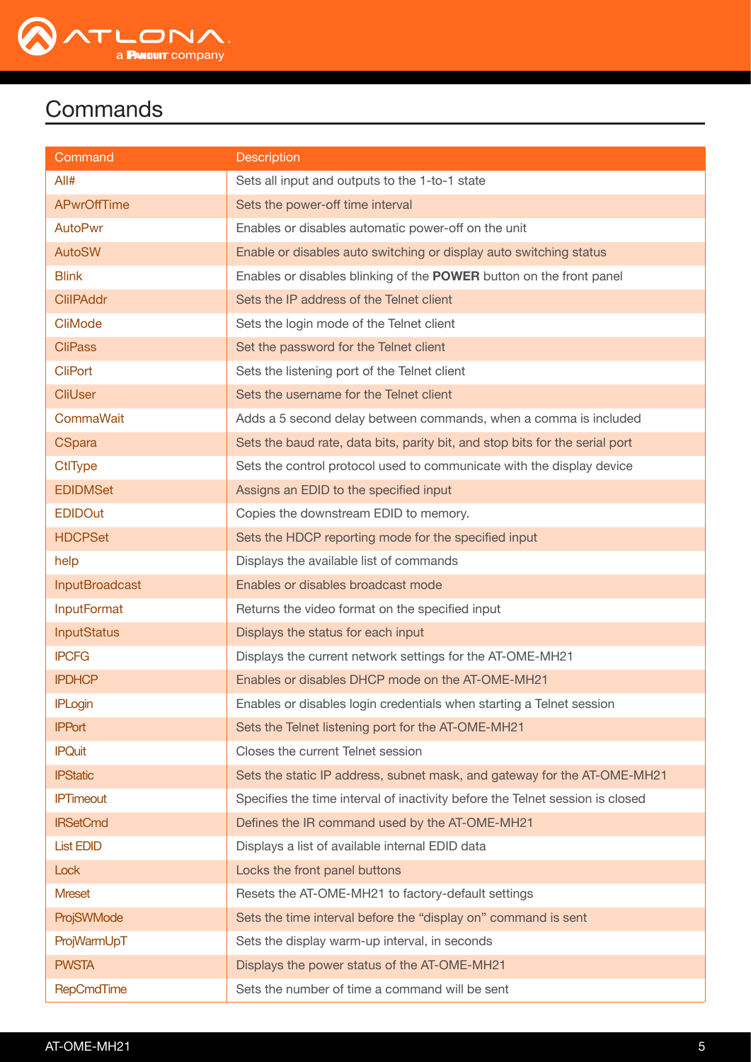# Commands

| Command | Description |
|---|---|
| All# | Sets all input and outputs to the 1-to-1 state |
| APwrOffTime | Sets the power-off time interval |
| AutoPwr | Enables or disables automatic power-off on the unit |
| AutoSW | Enable or disables auto switching or display auto switching status |
| Blink | Enables or disables blinking of the **POWER** button on the front panel |
| CliIPAddr | Sets the IP address of the Telnet client |
| CliMode | Sets the login mode of the Telnet client |
| CliPass | Set the password for the Telnet client |
| CliPort | Sets the listening port of the Telnet client |
| CliUser | Sets the username for the Telnet client |
| CommaWait | Adds a 5 second delay between commands, when a comma is included |
| CSpara | Sets the baud rate, data bits, parity bit, and stop bits for the serial port |
| CtlType | Sets the control protocol used to communicate with the display device |
| EDIDMSet | Assigns an EDID to the specified input |
| EDIDOut | Copies the downstream EDID to memory. |
| HDCPSet | Sets the HDCP reporting mode for the specified input |
| help | Displays the available list of commands |
| InputBroadcast | Enables or disables broadcast mode |
| InputFormat | Returns the video format on the specified input |
| InputStatus | Displays the status for each input |
| IPCFG | Displays the current network settings for the AT-OME-MH21 |
| IPDHCP | Enables or disables DHCP mode on the AT-OME-MH21 |
| IPLogin | Enables or disables login credentials when starting a Telnet session |
| IPPort | Sets the Telnet listening port for the AT-OME-MH21 |
| IPQuit | Closes the current Telnet session |
| IPStatic | Sets the static IP address, subnet mask, and gateway for the AT-OME-MH21 |
| IPTimeout | Specifies the time interval of inactivity before the Telnet session is closed |
| IRSetCmd | Defines the IR command used by the AT-OME-MH21 |
| List EDID | Displays a list of available internal EDID data |
| Lock | Locks the front panel buttons |
| Mreset | Resets the AT-OME-MH21 to factory-default settings |
| ProjSWMode | Sets the time interval before the "display on" command is sent |
| ProjWarmUpT | Sets the display warm-up interval, in seconds |
| PWSTA | Displays the power status of the AT-OME-MH21 |
| RepCmdTime | Sets the number of time a command will be sent |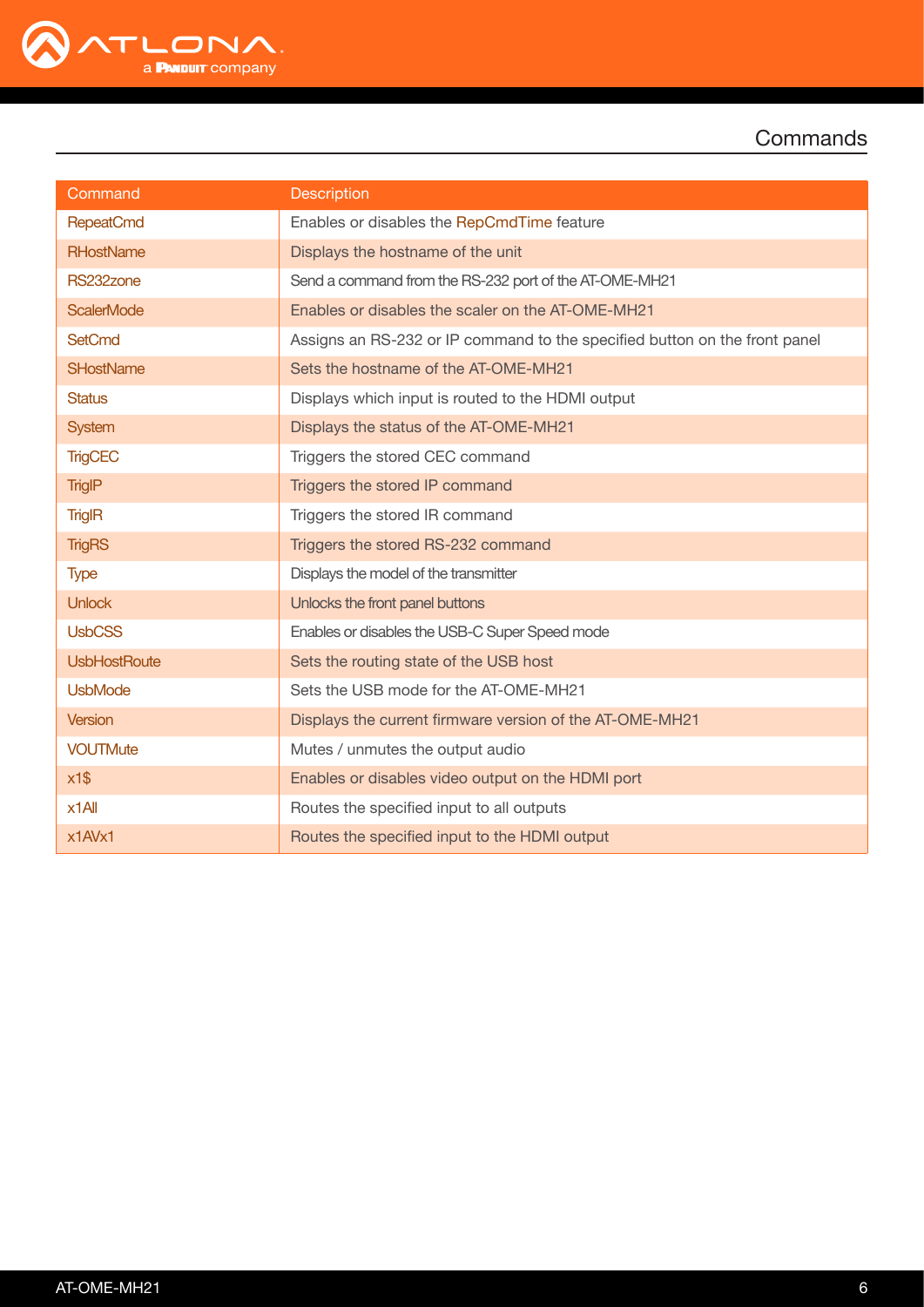| Command | Description |
|---|---|
| RepeatCmd | Enables or disables the RepCmdTime feature |
| RHostName | Displays the hostname of the unit |
| RS232zone | Send a command from the RS-232 port of the AT-OME-MH21 |
| ScalerMode | Enables or disables the scaler on the AT-OME-MH21 |
| SetCmd | Assigns an RS-232 or IP command to the specified button on the front panel |
| SHostName | Sets the hostname of the AT-OME-MH21 |
| Status | Displays which input is routed to the HDMI output |
| System | Displays the status of the AT-OME-MH21 |
| TrigCEC | Triggers the stored CEC command |
| TrigIP | Triggers the stored IP command |
| TrigIR | Triggers the stored IR command |
| TrigRS | Triggers the stored RS-232 command |
| Type | Displays the model of the transmitter |
| Unlock | Unlocks the front panel buttons |
| UsbCSS | Enables or disables the USB-C Super Speed mode |
| UsbHostRoute | Sets the routing state of the USB host |
| UsbMode | Sets the USB mode for the AT-OME-MH21 |
| Version | Displays the current firmware version of the AT-OME-MH21 |
| VOUTMute | Mutes / unmutes the output audio |
| x1$ | Enables or disables video output on the HDMI port |
| x1All | Routes the specified input to all outputs |
| x1AVx1 | Routes the specified input to the HDMI output |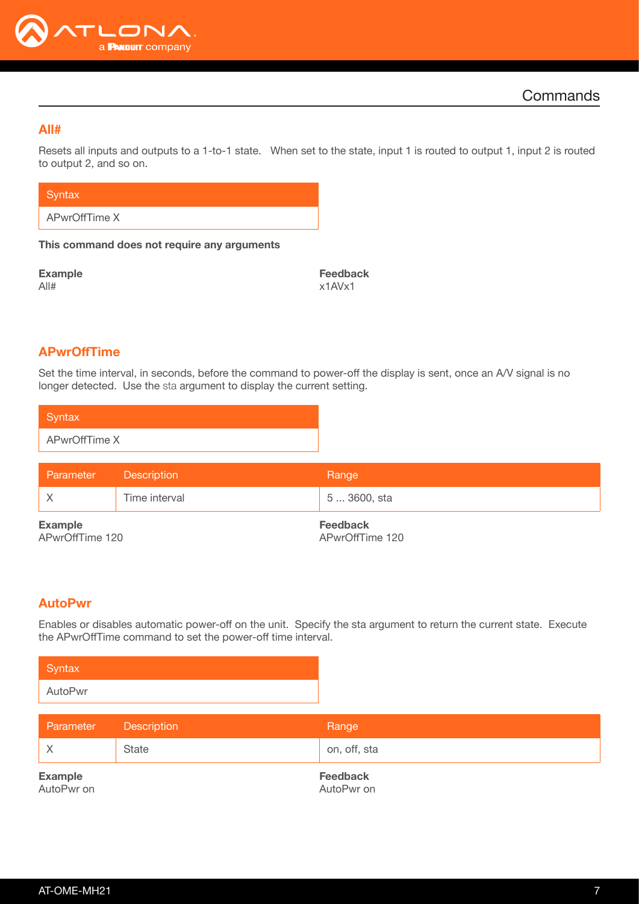## Commands

### All#

Resets all inputs and outputs to a 1-to-1 state. When set to the state, input 1 is routed to output 1, input 2 is routed to output 2, and so on.

| Syntax |
|---|
| APwrOffTime X |

**This command does not require any arguments**

**Example**
All#

**Feedback**
x1AVx1

### APwrOffTime

Set the time interval, in seconds, before the command to power-off the display is sent, once an A/V signal is no longer detected. Use the sta argument to display the current setting.

| Syntax |
|---|
| APwrOffTime X |

| Parameter | Description | Range |
|---|---|---|
| X | Time interval | 5 ... 3600, sta |

**Example**
APwrOffTime 120

**Feedback**
APwrOffTime 120

### AutoPwr

Enables or disables automatic power-off on the unit. Specify the sta argument to return the current state. Execute the APwrOffTime command to set the power-off time interval.

| Syntax |
|---|
| AutoPwr |

| Parameter | Description | Range |
|---|---|---|
| X | State | on, off, sta |

**Example**
AutoPwr on

**Feedback**
AutoPwr on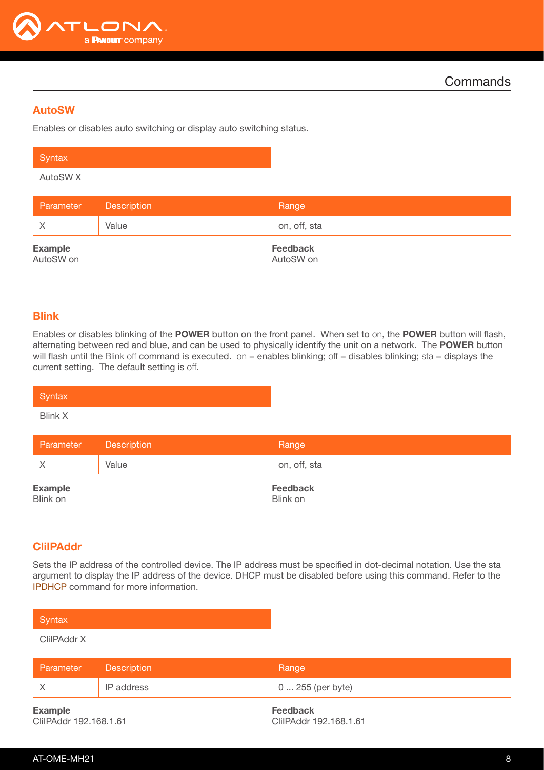## Commands

### AutoSW

Enables or disables auto switching or display auto switching status.

| Syntax |
| --- |
| AutoSW X |

| Parameter | Description | Range |
| --- | --- | --- |
| X | Value | on, off, sta |

**Example**
AutoSW on

**Feedback**
AutoSW on

### Blink

Enables or disables blinking of the **POWER** button on the front panel. When set to on, the **POWER** button will flash, alternating between red and blue, and can be used to physically identify the unit on a network. The **POWER** button will flash until the Blink off command is executed. on = enables blinking; off = disables blinking; sta = displays the current setting. The default setting is off.

| Syntax |
| --- |
| Blink X |

| Parameter | Description | Range |
| --- | --- | --- |
| X | Value | on, off, sta |

**Example**
Blink on

**Feedback**
Blink on

### CliIPAddr

Sets the IP address of the controlled device. The IP address must be specified in dot-decimal notation. Use the sta argument to display the IP address of the device. DHCP must be disabled before using this command. Refer to the IPDHCP command for more information.

| Syntax |
| --- |
| CliIPAddr X |

| Parameter | Description | Range |
| --- | --- | --- |
| X | IP address | 0 ... 255 (per byte) |

**Example**
CliIPAddr 192.168.1.61

**Feedback**
CliIPAddr 192.168.1.61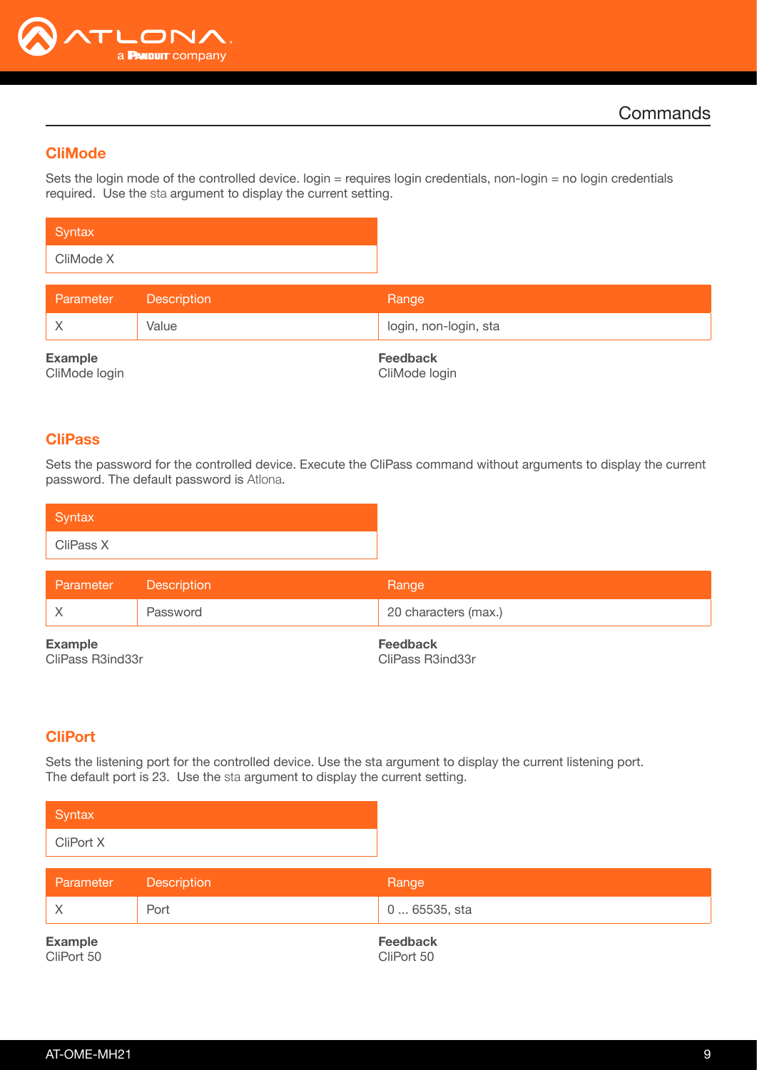## Commands

### CliMode

Sets the login mode of the controlled device. login = requires login credentials, non-login = no login credentials required.  Use the sta argument to display the current setting.

| Syntax |
|---|
| CliMode X |

| Parameter | Description | Range |
|---|---|---|
| X | Value | login, non-login, sta |

**Example**
CliMode login

**Feedback**
CliMode login

### CliPass

Sets the password for the controlled device. Execute the CliPass command without arguments to display the current password. The default password is Atlona.

| Syntax |
|---|
| CliPass X |

| Parameter | Description | Range |
|---|---|---|
| X | Password | 20 characters (max.) |

**Example**
CliPass R3ind33r

**Feedback**
CliPass R3ind33r

### CliPort

Sets the listening port for the controlled device. Use the sta argument to display the current listening port. The default port is 23.  Use the sta argument to display the current setting.

| Syntax |
|---|
| CliPort X |

| Parameter | Description | Range |
|---|---|---|
| X | Port | 0 ... 65535, sta |

**Example**
CliPort 50

**Feedback**
CliPort 50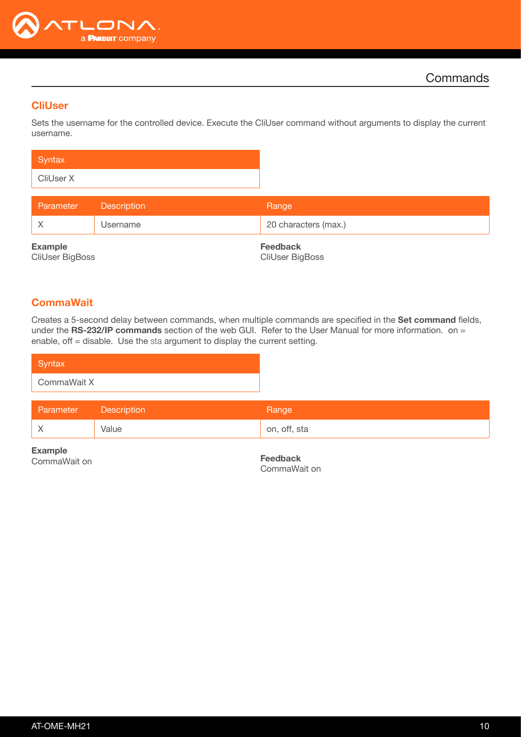## CliUser

Sets the username for the controlled device. Execute the CliUser command without arguments to display the current username.

| Syntax |
| --- |
| CliUser X |

| Parameter | Description | Range |
| --- | --- | --- |
| X | Username | 20 characters (max.) |

**Example**
CliUser BigBoss

**Feedback**
CliUser BigBoss

## CommaWait

Creates a 5-second delay between commands, when multiple commands are specified in the **Set command** fields, under the **RS-232/IP commands** section of the web GUI. Refer to the User Manual for more information. on = enable, off = disable. Use the sta argument to display the current setting.

| Syntax |
| --- |
| CommaWait X |

| Parameter | Description | Range |
| --- | --- | --- |
| X | Value | on, off, sta |

**Example**
CommaWait on

**Feedback**
CommaWait on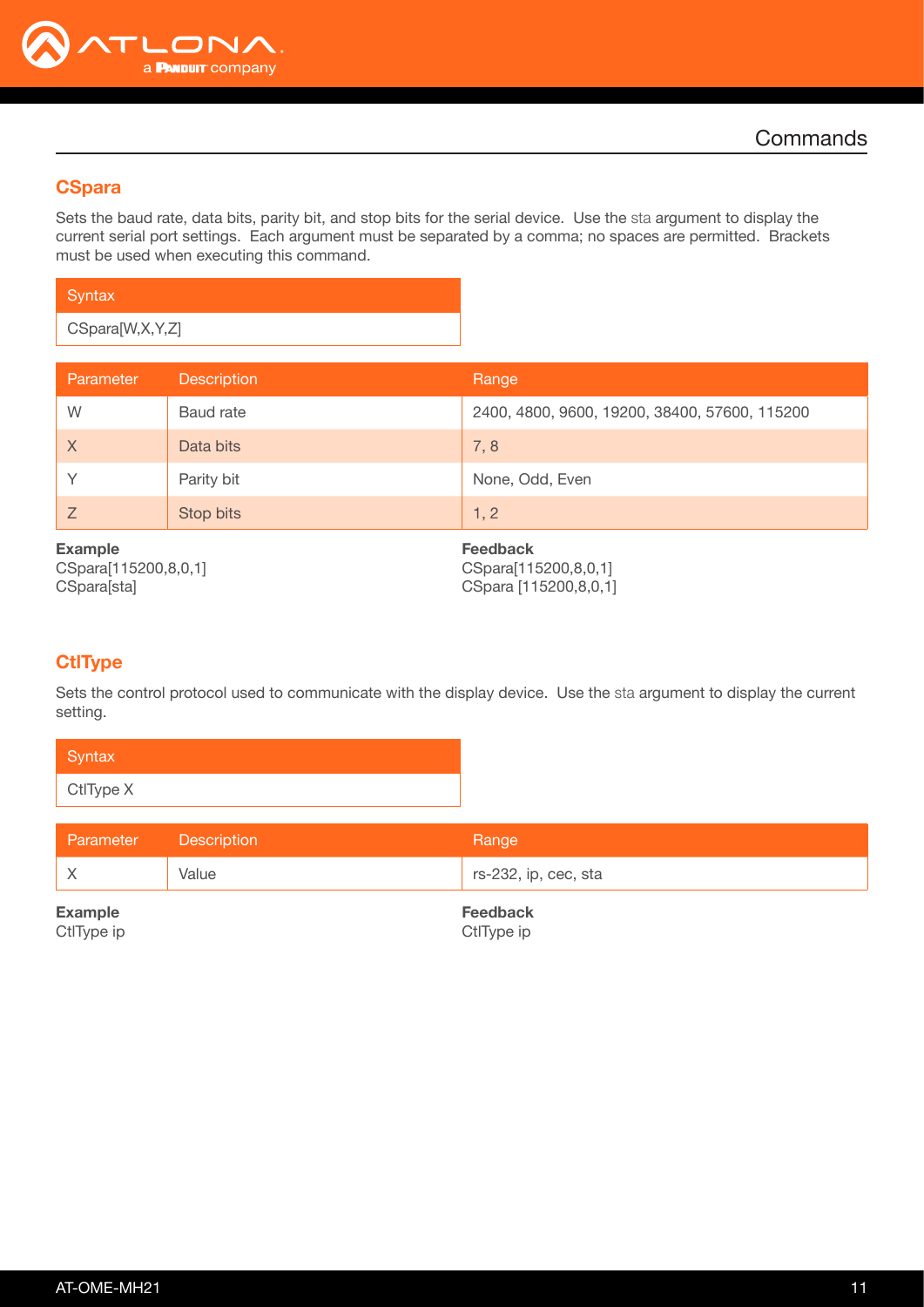## CSpara

Sets the baud rate, data bits, parity bit, and stop bits for the serial device. Use the sta argument to display the current serial port settings. Each argument must be separated by a comma; no spaces are permitted. Brackets must be used when executing this command.

| Syntax |
| --- |
| CSpara[W,X,Y,Z] |

| Parameter | Description | Range |
| --- | --- | --- |
| W | Baud rate | 2400, 4800, 9600, 19200, 38400, 57600, 115200 |
| X | Data bits | 7, 8 |
| Y | Parity bit | None, Odd, Even |
| Z | Stop bits | 1, 2 |

**Example**
CSpara[115200,8,0,1]
CSpara[sta]

**Feedback**
CSpara[115200,8,0,1]
CSpara [115200,8,0,1]

## CtlType

Sets the control protocol used to communicate with the display device. Use the sta argument to display the current setting.

| Syntax |
| --- |
| CtlType X |

| Parameter | Description | Range |
| --- | --- | --- |
| X | Value | rs-232, ip, cec, sta |

**Example**
CtlType ip

**Feedback**
CtlType ip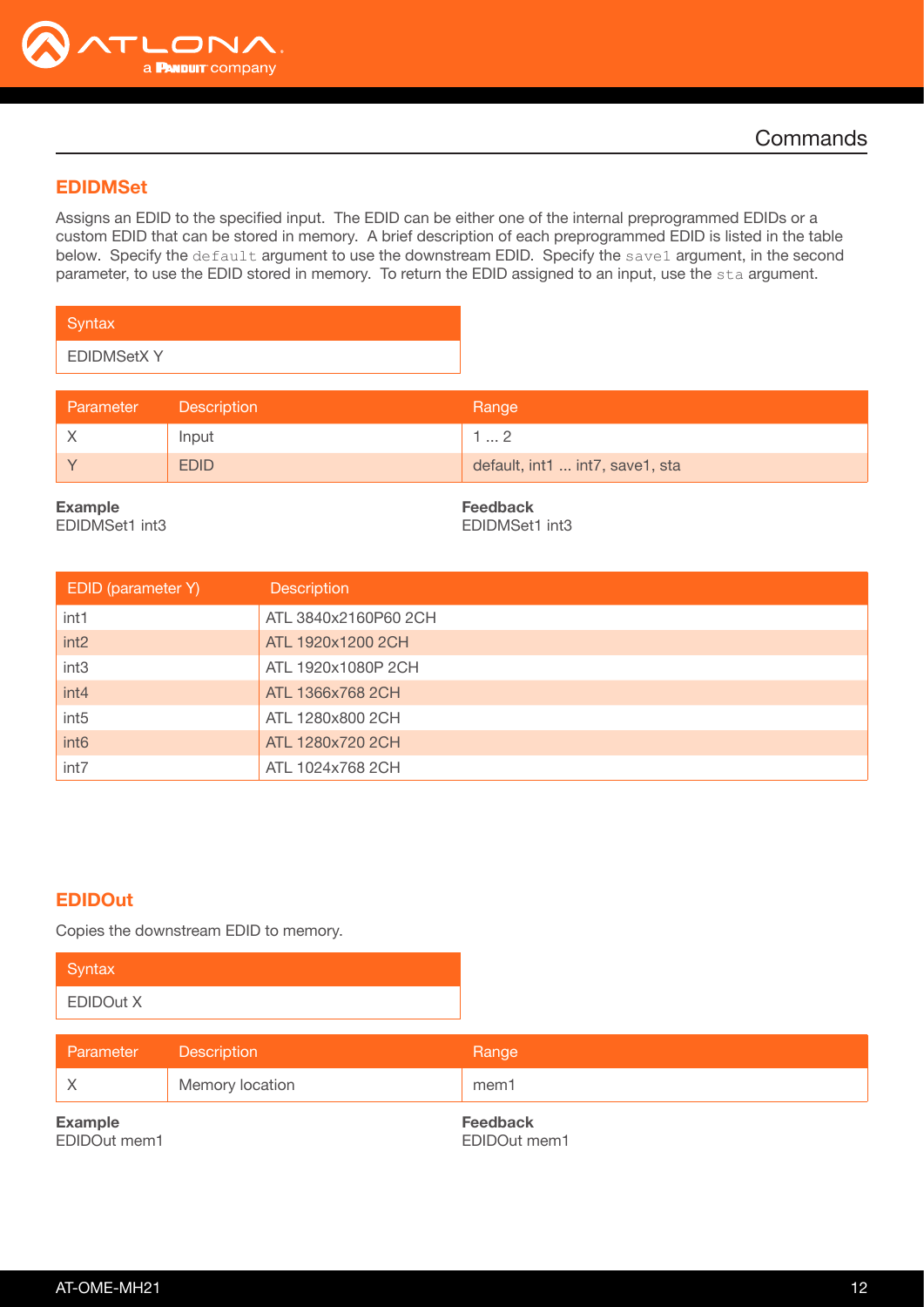## EDIDMSet

Assigns an EDID to the specified input. The EDID can be either one of the internal preprogrammed EDIDs or a custom EDID that can be stored in memory. A brief description of each preprogrammed EDID is listed in the table below. Specify the `default` argument to use the downstream EDID. Specify the `save1` argument, in the second parameter, to use the EDID stored in memory. To return the EDID assigned to an input, use the `sta` argument.

| Syntax |
|---|
| EDIDMSetX Y |

| Parameter | Description | Range |
|---|---|---|
| X | Input | 1 ... 2 |
| Y | EDID | default, int1 ... int7, save1, sta |

**Example**
EDIDMSet1 int3

**Feedback**
EDIDMSet1 int3

| EDID (parameter Y) | Description |
|---|---|
| int1 | ATL 3840x2160P60 2CH |
| int2 | ATL 1920x1200 2CH |
| int3 | ATL 1920x1080P 2CH |
| int4 | ATL 1366x768 2CH |
| int5 | ATL 1280x800 2CH |
| int6 | ATL 1280x720 2CH |
| int7 | ATL 1024x768 2CH |

## EDIDOut

Copies the downstream EDID to memory.

| Syntax |
|---|
| EDIDOut X |

| Parameter | Description | Range |
|---|---|---|
| X | Memory location | mem1 |

**Example**
EDIDOut mem1

**Feedback**
EDIDOut mem1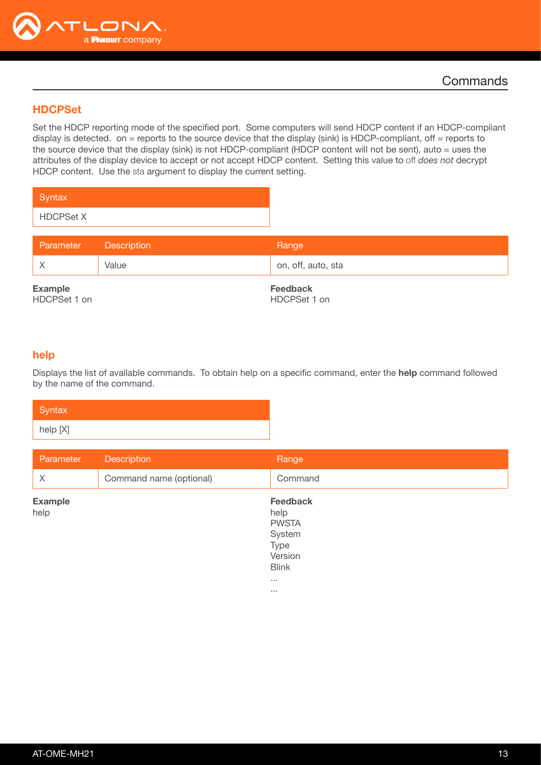## Commands

### HDCPSet

Set the HDCP reporting mode of the specified port. Some computers will send HDCP content if an HDCP-compliant display is detected. on = reports to the source device that the display (sink) is HDCP-compliant, off = reports to the source device that the display (sink) is not HDCP-compliant (HDCP content will not be sent), auto = uses the attributes of the display device to accept or not accept HDCP content. Setting this value to off *does not* decrypt HDCP content. Use the sta argument to display the current setting.

| Syntax |
|---|
| HDCPSet X |

| Parameter | Description | Range |
|---|---|---|
| X | Value | on, off, auto, sta |

**Example**
HDCPSet 1 on

**Feedback**
HDCPSet 1 on

### help

Displays the list of available commands. To obtain help on a specific command, enter the **help** command followed by the name of the command.

| Syntax |
|---|
| help [X] |

| Parameter | Description | Range |
|---|---|---|
| X | Command name (optional) | Command |

**Example**
help

**Feedback**
help
PWSTA
System
Type
Version
Blink
...
...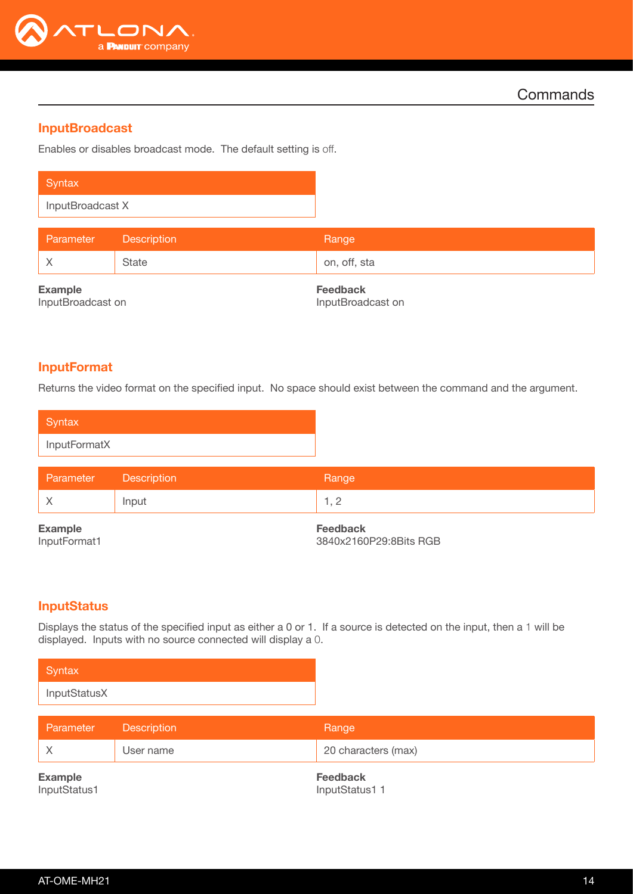## InputBroadcast

Enables or disables broadcast mode. The default setting is off.

| Syntax |
| --- |
| InputBroadcast X |

| Parameter | Description | Range |
| --- | --- | --- |
| X | State | on, off, sta |

**Example**
InputBroadcast on

**Feedback**
InputBroadcast on

## InputFormat

Returns the video format on the specified input. No space should exist between the command and the argument.

| Syntax |
| --- |
| InputFormatX |

| Parameter | Description | Range |
| --- | --- | --- |
| X | Input | 1, 2 |

**Example**
InputFormat1

**Feedback**
3840x2160P29:8Bits RGB

## InputStatus

Displays the status of the specified input as either a 0 or 1. If a source is detected on the input, then a 1 will be displayed. Inputs with no source connected will display a 0.

| Syntax |
| --- |
| InputStatusX |

| Parameter | Description | Range |
| --- | --- | --- |
| X | User name | 20 characters (max) |

**Example**
InputStatus1

**Feedback**
InputStatus1 1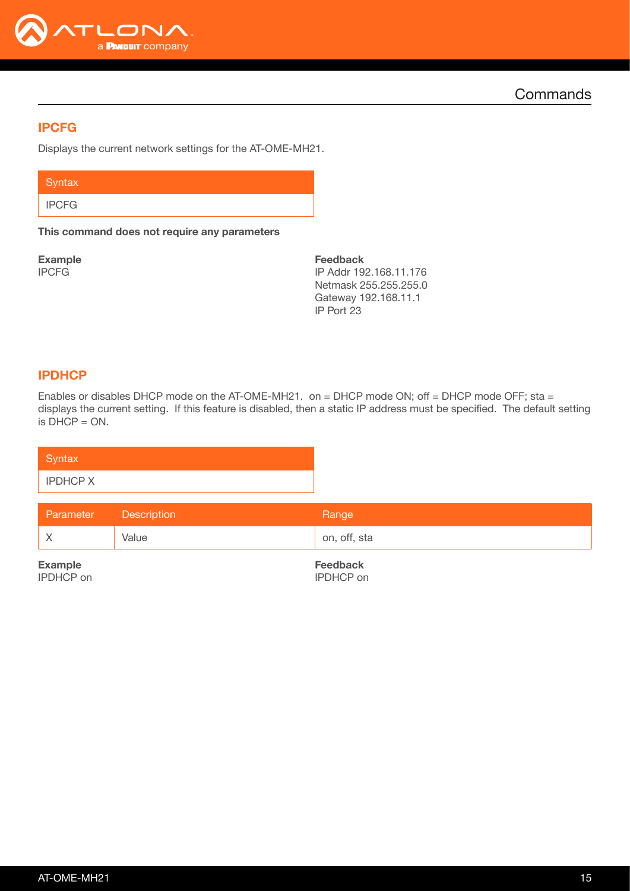## IPCFG

Displays the current network settings for the AT-OME-MH21.

| Syntax |
|---|
| IPCFG |

**This command does not require any parameters**

**Example**
IPCFG

**Feedback**
IP Addr 192.168.11.176
Netmask 255.255.255.0
Gateway 192.168.11.1
IP Port 23

## IPDHCP

Enables or disables DHCP mode on the AT-OME-MH21. on = DHCP mode ON; off = DHCP mode OFF; sta = displays the current setting. If this feature is disabled, then a static IP address must be specified. The default setting is DHCP = ON.

| Syntax |
|---|
| IPDHCP X |

| Parameter | Description | Range |
|---|---|---|
| X | Value | on, off, sta |

**Example**
IPDHCP on

**Feedback**
IPDHCP on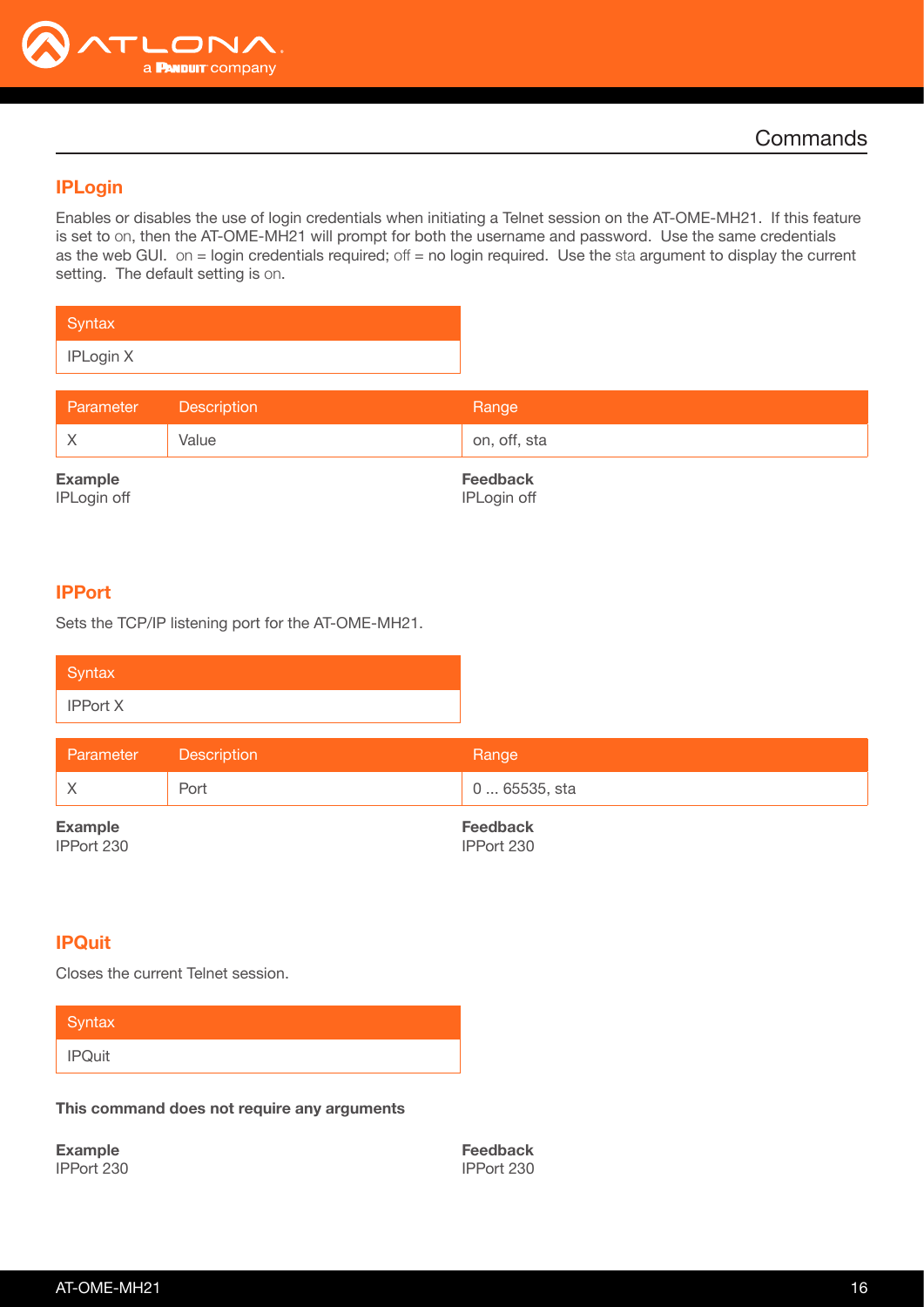## Commands

### IPLogin

Enables or disables the use of login credentials when initiating a Telnet session on the AT-OME-MH21. If this feature is set to on, then the AT-OME-MH21 will prompt for both the username and password. Use the same credentials as the web GUI. on = login credentials required; off = no login required. Use the sta argument to display the current setting. The default setting is on.

| Syntax |
|---|
| IPLogin X |

| Parameter | Description | Range |
|---|---|---|
| X | Value | on, off, sta |

**Example**
IPLogin off

**Feedback**
IPLogin off

### IPPort

Sets the TCP/IP listening port for the AT-OME-MH21.

| Syntax |
|---|
| IPPort X |

| Parameter | Description | Range |
|---|---|---|
| X | Port | 0 ... 65535, sta |

**Example**
IPPort 230

**Feedback**
IPPort 230

### IPQuit

Closes the current Telnet session.

| Syntax |
|---|
| IPQuit |

**This command does not require any arguments**

**Example**
IPPort 230

**Feedback**
IPPort 230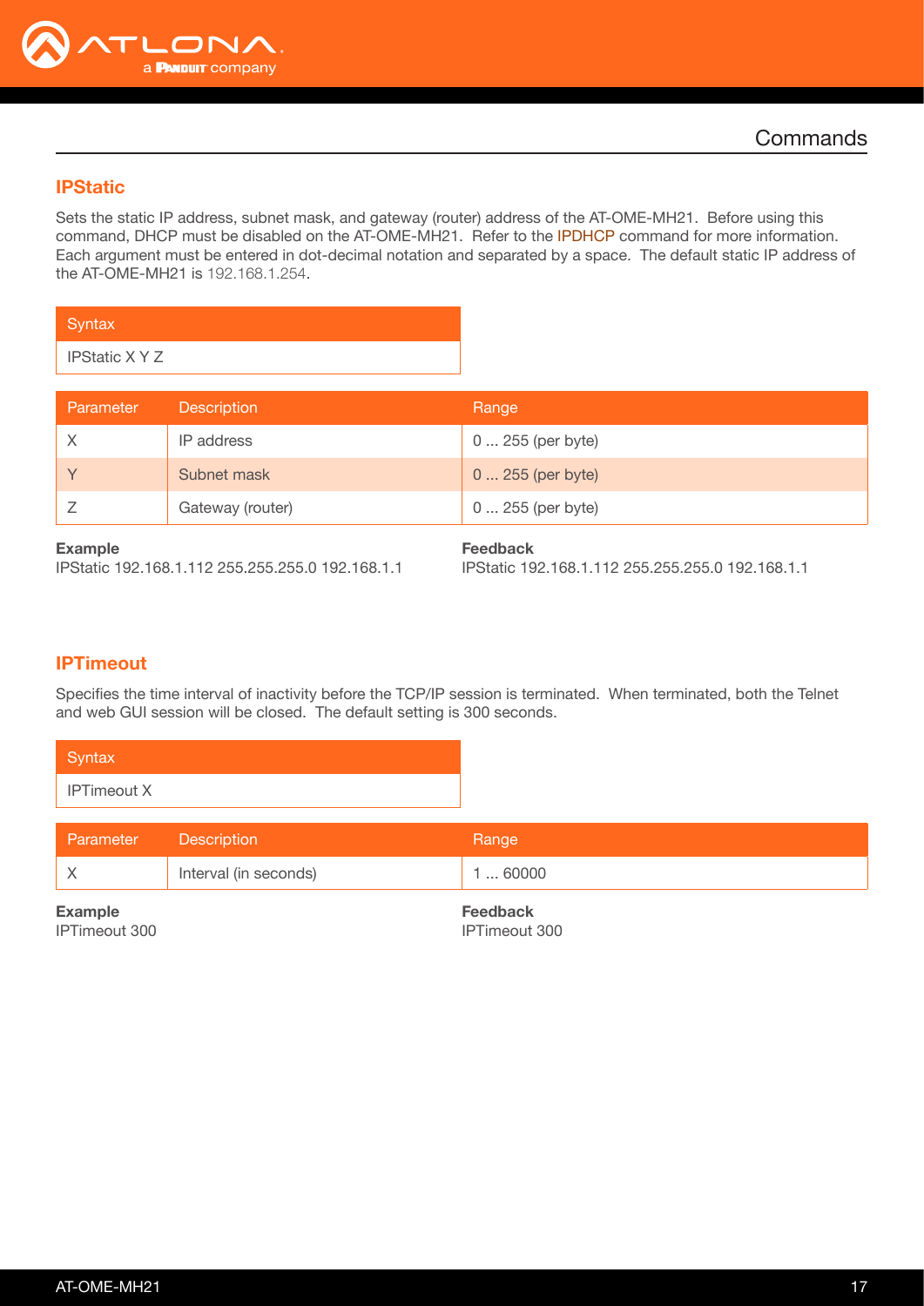## IPStatic

Sets the static IP address, subnet mask, and gateway (router) address of the AT-OME-MH21. Before using this command, DHCP must be disabled on the AT-OME-MH21. Refer to the IPDHCP command for more information. Each argument must be entered in dot-decimal notation and separated by a space. The default static IP address of the AT-OME-MH21 is 192.168.1.254.

| Syntax |
|---|
| IPStatic X Y Z |

| Parameter | Description | Range |
|---|---|---|
| X | IP address | 0 ... 255 (per byte) |
| Y | Subnet mask | 0 ... 255 (per byte) |
| Z | Gateway (router) | 0 ... 255 (per byte) |

**Example**
IPStatic 192.168.1.112 255.255.255.0 192.168.1.1

**Feedback**
IPStatic 192.168.1.112 255.255.255.0 192.168.1.1

## IPTimeout

Specifies the time interval of inactivity before the TCP/IP session is terminated. When terminated, both the Telnet and web GUI session will be closed. The default setting is 300 seconds.

| Syntax |
|---|
| IPTimeout X |

| Parameter | Description | Range |
|---|---|---|
| X | Interval (in seconds) | 1 ... 60000 |

**Example**
IPTimeout 300

**Feedback**
IPTimeout 300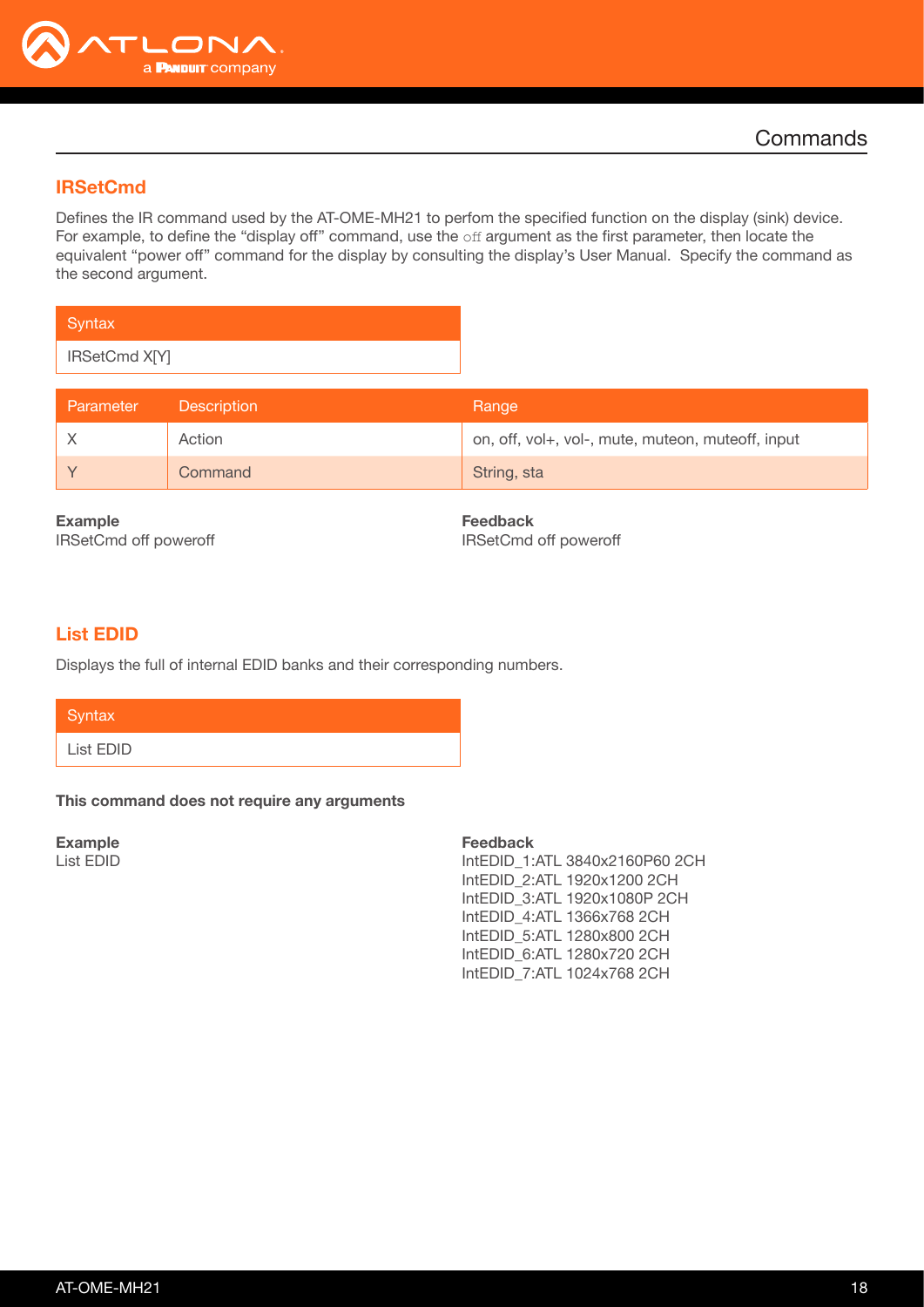## IRSetCmd

Defines the IR command used by the AT-OME-MH21 to perfom the specified function on the display (sink) device. For example, to define the "display off" command, use the off argument as the first parameter, then locate the equivalent "power off" command for the display by consulting the display's User Manual. Specify the command as the second argument.

| Syntax |
|---|
| IRSetCmd X[Y] |

| Parameter | Description | Range |
|---|---|---|
| X | Action | on, off, vol+, vol-, mute, muteon, muteoff, input |
| Y | Command | String, sta |

**Example**
IRSetCmd off poweroff

**Feedback**
IRSetCmd off poweroff

## List EDID

Displays the full of internal EDID banks and their corresponding numbers.

| Syntax |
|---|
| List EDID |

**This command does not require any arguments**

**Example**
List EDID

**Feedback**
IntEDID_1:ATL 3840x2160P60 2CH
IntEDID_2:ATL 1920x1200 2CH
IntEDID_3:ATL 1920x1080P 2CH
IntEDID_4:ATL 1366x768 2CH
IntEDID_5:ATL 1280x800 2CH
IntEDID_6:ATL 1280x720 2CH
IntEDID_7:ATL 1024x768 2CH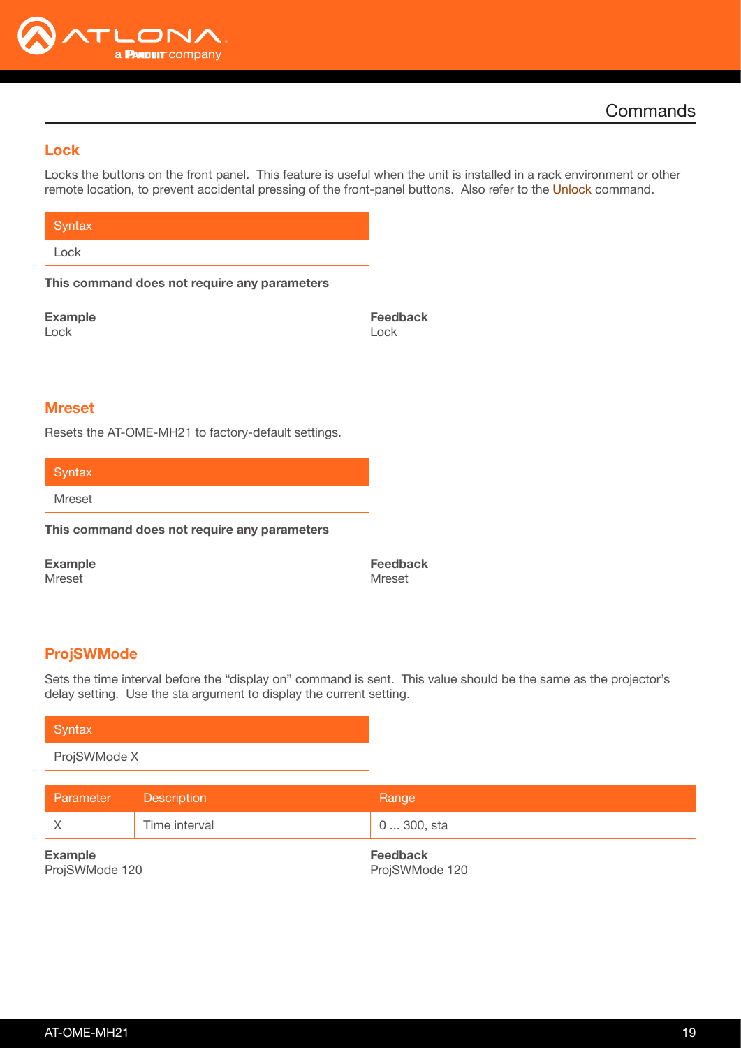# Commands

## Lock

Locks the buttons on the front panel. This feature is useful when the unit is installed in a rack environment or other remote location, to prevent accidental pressing of the front-panel buttons. Also refer to the Unlock command.

| Syntax |
|---|
| Lock |

**This command does not require any parameters**

**Example**
Lock

**Feedback**
Lock

## Mreset

Resets the AT-OME-MH21 to factory-default settings.

| Syntax |
|---|
| Mreset |

**This command does not require any parameters**

**Example**
Mreset

**Feedback**
Mreset

## ProjSWMode

Sets the time interval before the "display on" command is sent. This value should be the same as the projector's delay setting. Use the sta argument to display the current setting.

| Syntax |
|---|
| ProjSWMode X |

| Parameter | Description | Range |
|---|---|---|
| X | Time interval | 0 ... 300, sta |

**Example**
ProjSWMode 120

**Feedback**
ProjSWMode 120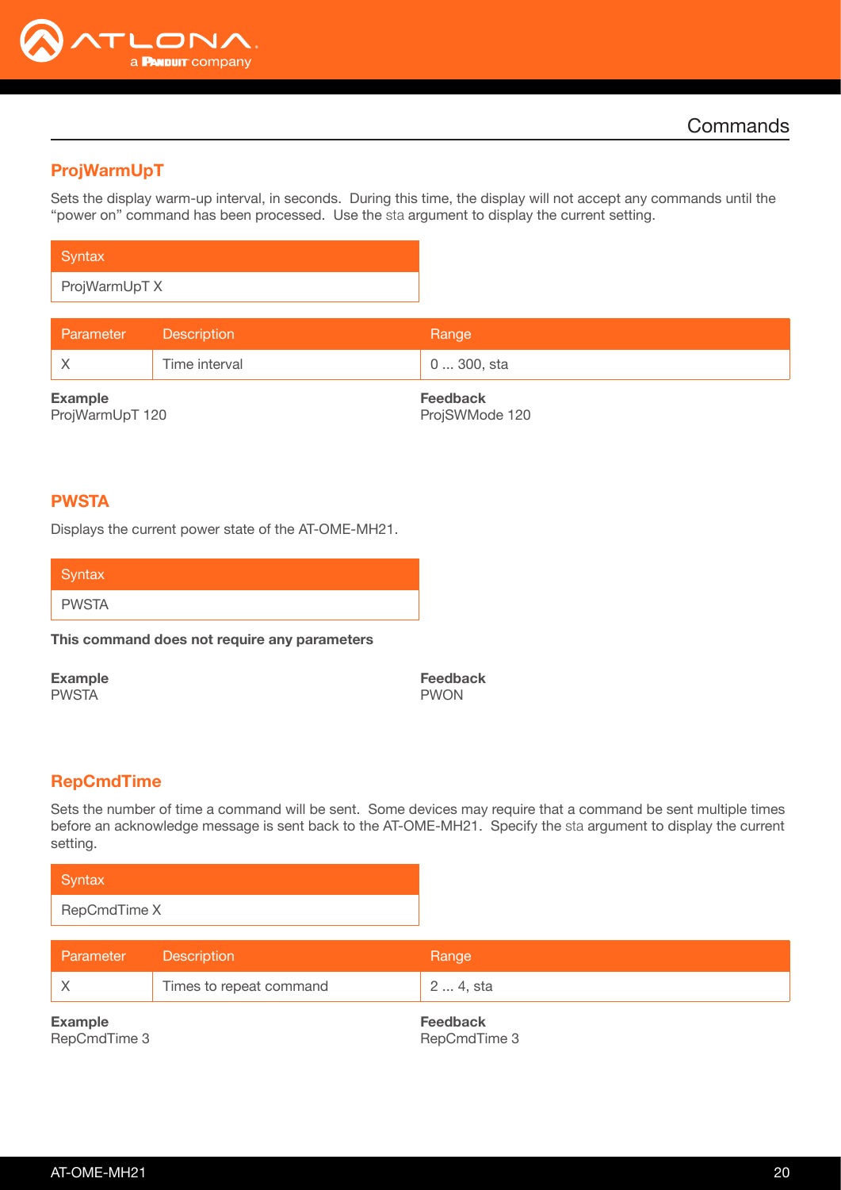## Commands

### ProjWarmUpT

Sets the display warm-up interval, in seconds. During this time, the display will not accept any commands until the "power on" command has been processed. Use the sta argument to display the current setting.

| Syntax |
|---|
| ProjWarmUpT X |

| Parameter | Description | Range |
|---|---|---|
| X | Time interval | 0 ... 300, sta |

**Example**
ProjWarmUpT 120

**Feedback**
ProjSWMode 120

### PWSTA

Displays the current power state of the AT-OME-MH21.

| Syntax |
|---|
| PWSTA |

**This command does not require any parameters**

**Example**
PWSTA

**Feedback**
PWON

### RepCmdTime

Sets the number of time a command will be sent. Some devices may require that a command be sent multiple times before an acknowledge message is sent back to the AT-OME-MH21. Specify the sta argument to display the current setting.

| Syntax |
|---|
| RepCmdTime X |

| Parameter | Description | Range |
|---|---|---|
| X | Times to repeat command | 2 ... 4, sta |

**Example**
RepCmdTime 3

**Feedback**
RepCmdTime 3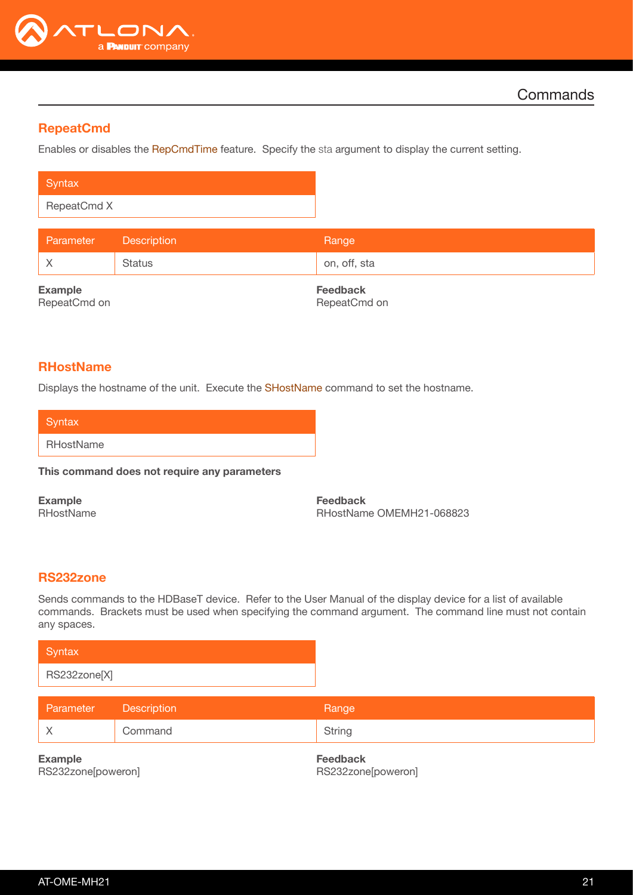## Commands

### RepeatCmd

Enables or disables the RepCmdTime feature. Specify the sta argument to display the current setting.

| Syntax |
|---|
| RepeatCmd X |

| Parameter | Description | Range |
|---|---|---|
| X | Status | on, off, sta |

**Example**
RepeatCmd on

**Feedback**
RepeatCmd on

### RHostName

Displays the hostname of the unit. Execute the SHostName command to set the hostname.

| Syntax |
|---|
| RHostName |

**This command does not require any parameters**

**Example**
RHostName

**Feedback**
RHostName OMEMH21-068823

### RS232zone

Sends commands to the HDBaseT device. Refer to the User Manual of the display device for a list of available commands. Brackets must be used when specifying the command argument. The command line must not contain any spaces.

| Syntax |
|---|
| RS232zone[X] |

| Parameter | Description | Range |
|---|---|---|
| X | Command | String |

**Example**
RS232zone[poweron]

**Feedback**
RS232zone[poweron]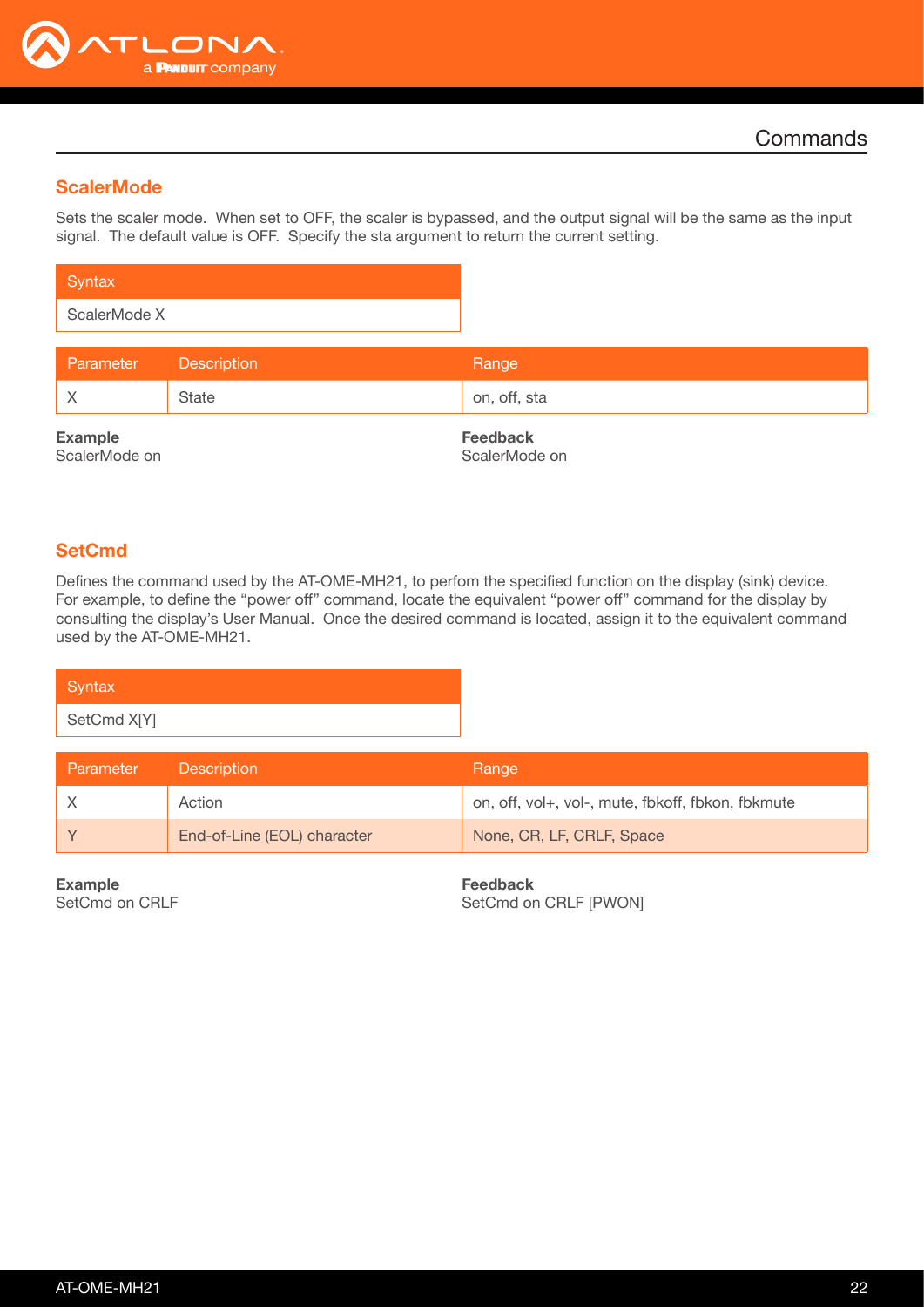# Commands

## ScalerMode

Sets the scaler mode. When set to OFF, the scaler is bypassed, and the output signal will be the same as the input signal. The default value is OFF. Specify the sta argument to return the current setting.

| Syntax |
|---|
| ScalerMode X |

| Parameter | Description | Range |
|---|---|---|
| X | State | on, off, sta |

**Example**
ScalerMode on

**Feedback**
ScalerMode on

## SetCmd

Defines the command used by the AT-OME-MH21, to perfom the specified function on the display (sink) device. For example, to define the “power off” command, locate the equivalent “power off” command for the display by consulting the display’s User Manual. Once the desired command is located, assign it to the equivalent command used by the AT-OME-MH21.

| Syntax |
|---|
| SetCmd X[Y] |

| Parameter | Description | Range |
|---|---|---|
| X | Action | on, off, vol+, vol-, mute, fbkoff, fbkon, fbkmute |
| Y | End-of-Line (EOL) character | None, CR, LF, CRLF, Space |

**Example**
SetCmd on CRLF

**Feedback**
SetCmd on CRLF [PWON]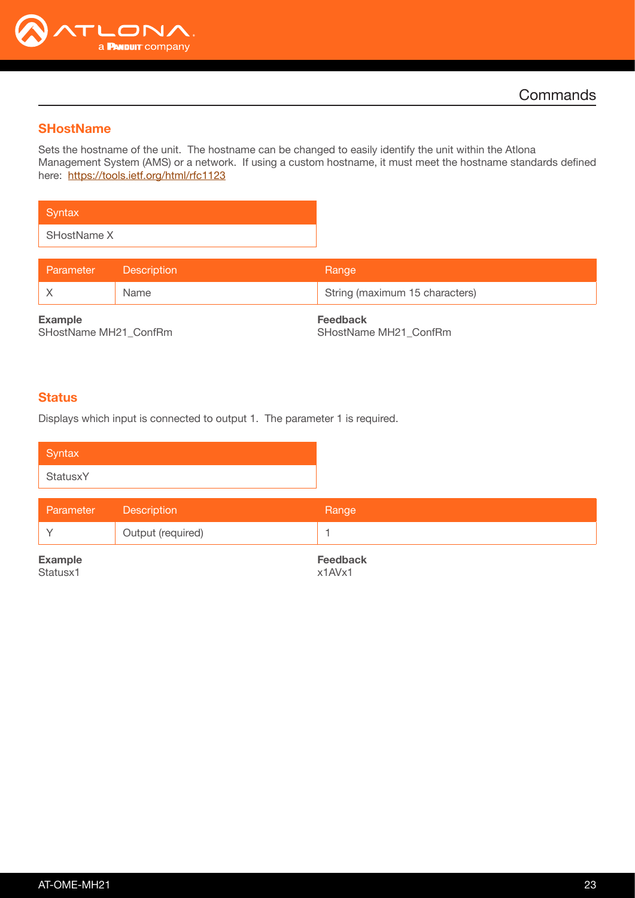## SHostName

Sets the hostname of the unit. The hostname can be changed to easily identify the unit within the Atlona Management System (AMS) or a network. If using a custom hostname, it must meet the hostname standards defined here: https://tools.ietf.org/html/rfc1123

| Syntax |
|---|
| SHostName X |

| Parameter | Description | Range |
|---|---|---|
| X | Name | String (maximum 15 characters) |

**Example**
SHostName MH21_ConfRm

**Feedback**
SHostName MH21_ConfRm

## Status

Displays which input is connected to output 1. The parameter 1 is required.

| Syntax |
|---|
| StatusxY |

| Parameter | Description | Range |
|---|---|---|
| Y | Output (required) | 1 |

**Example**
Statusx1

**Feedback**
x1AVx1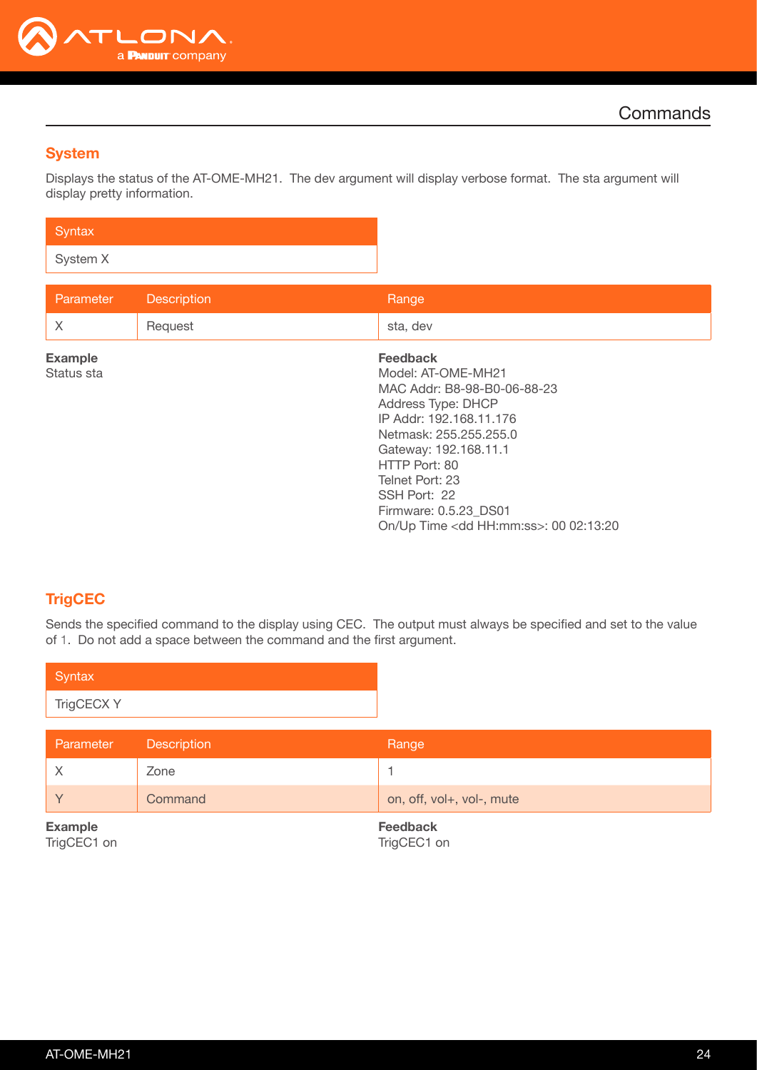## System

Displays the status of the AT-OME-MH21. The dev argument will display verbose format. The sta argument will display pretty information.

| Syntax |
| --- |
| System X |

| Parameter | Description | Range |
| --- | --- | --- |
| X | Request | sta, dev |

**Example**
Status sta

**Feedback**
Model: AT-OME-MH21
MAC Addr: B8-98-B0-06-88-23
Address Type: DHCP
IP Addr: 192.168.11.176
Netmask: 255.255.255.0
Gateway: 192.168.11.1
HTTP Port: 80
Telnet Port: 23
SSH Port: 22
Firmware: 0.5.23_DS01
On/Up Time <dd HH:mm:ss>: 00 02:13:20

## TrigCEC

Sends the specified command to the display using CEC. The output must always be specified and set to the value of 1. Do not add a space between the command and the first argument.

| Syntax |
| --- |
| TrigCECX Y |

| Parameter | Description | Range |
| --- | --- | --- |
| X | Zone | 1 |
| Y | Command | on, off, vol+, vol-, mute |

**Example**
TrigCEC1 on

**Feedback**
TrigCEC1 on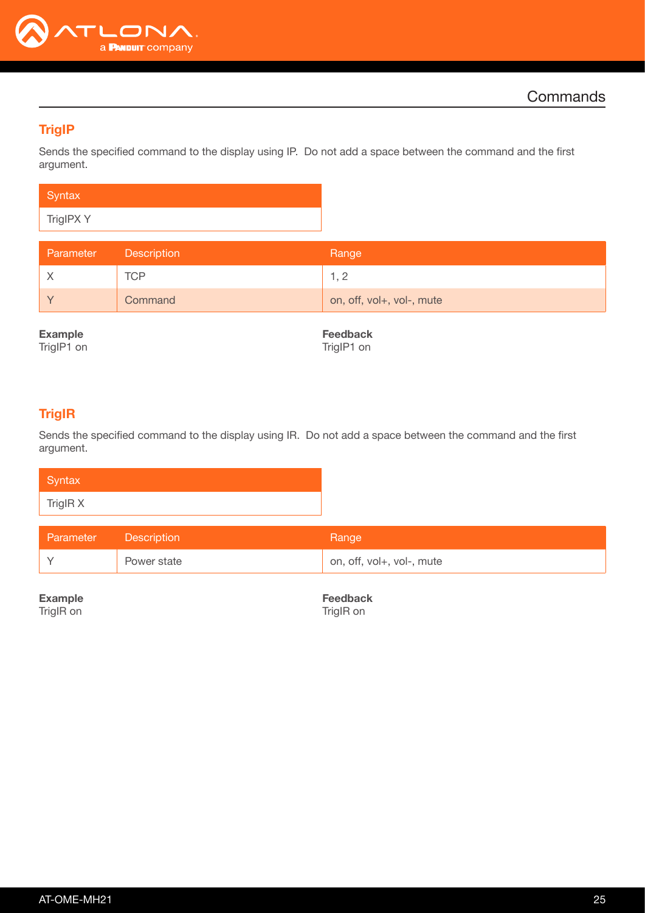## Commands

### TrigIP

Sends the specified command to the display using IP. Do not add a space between the command and the first argument.

| Syntax |
|---|
| TrigIPX Y |

| Parameter | Description | Range |
|---|---|---|
| X | TCP | 1, 2 |
| Y | Command | on, off, vol+, vol-, mute |

**Example**
TrigIP1 on

**Feedback**
TrigIP1 on

### TrigIR

Sends the specified command to the display using IR. Do not add a space between the command and the first argument.

| Syntax |
|---|
| TrigIR X |

| Parameter | Description | Range |
|---|---|---|
| Y | Power state | on, off, vol+, vol-, mute |

**Example**
TrigIR on

**Feedback**
TrigIR on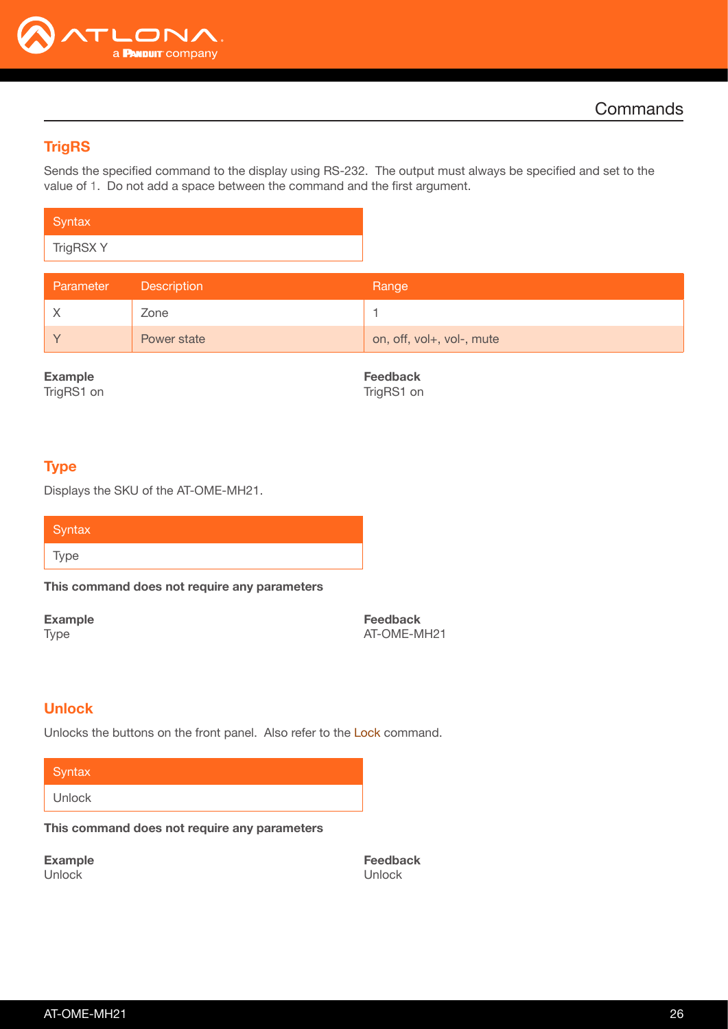## Commands

### TrigRS

Sends the specified command to the display using RS-232. The output must always be specified and set to the value of 1. Do not add a space between the command and the first argument.

| Syntax |
|---|
| TrigRSX Y |

| Parameter | Description | Range |
|---|---|---|
| X | Zone | 1 |
| Y | Power state | on, off, vol+, vol-, mute |

**Example**
TrigRS1 on

**Feedback**
TrigRS1 on

### Type

Displays the SKU of the AT-OME-MH21.

| Syntax |
|---|
| Type |

**This command does not require any parameters**

**Example**
Type

**Feedback**
AT-OME-MH21

### Unlock

Unlocks the buttons on the front panel. Also refer to the Lock command.

| Syntax |
|---|
| Unlock |

**This command does not require any parameters**

**Example**
Unlock

**Feedback**
Unlock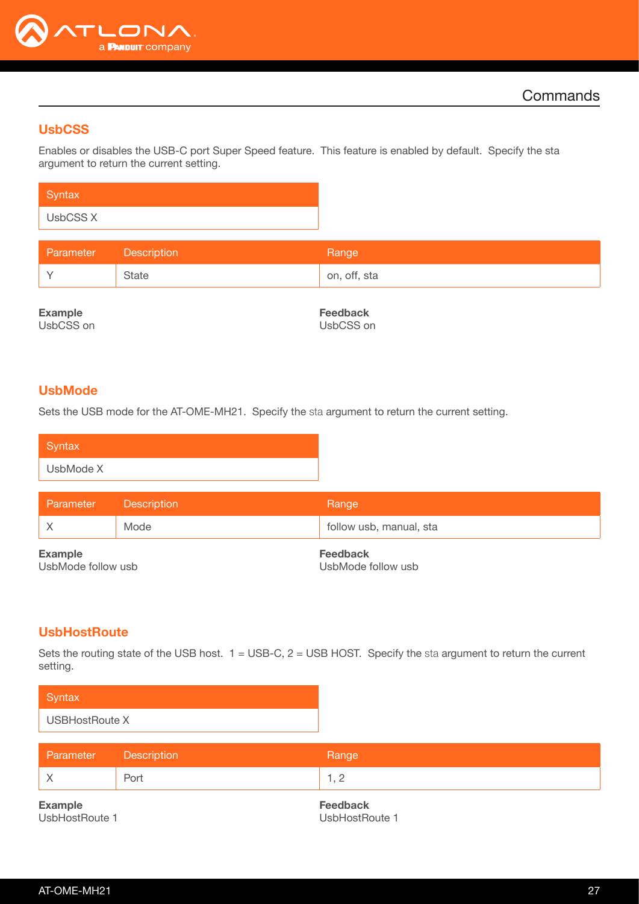## UsbCSS

Enables or disables the USB-C port Super Speed feature. This feature is enabled by default. Specify the sta argument to return the current setting.

| Syntax |
|---|
| UsbCSS X |

| Parameter | Description | Range |
|---|---|---|
| Y | State | on, off, sta |

**Example**
UsbCSS on

**Feedback**
UsbCSS on

## UsbMode

Sets the USB mode for the AT-OME-MH21. Specify the sta argument to return the current setting.

| Syntax |
|---|
| UsbMode X |

| Parameter | Description | Range |
|---|---|---|
| X | Mode | follow usb, manual, sta |

**Example**
UsbMode follow usb

**Feedback**
UsbMode follow usb

## UsbHostRoute

Sets the routing state of the USB host. 1 = USB-C, 2 = USB HOST. Specify the sta argument to return the current setting.

| Syntax |
|---|
| USBHostRoute X |

| Parameter | Description | Range |
|---|---|---|
| X | Port | 1, 2 |

**Example**
UsbHostRoute 1

**Feedback**
UsbHostRoute 1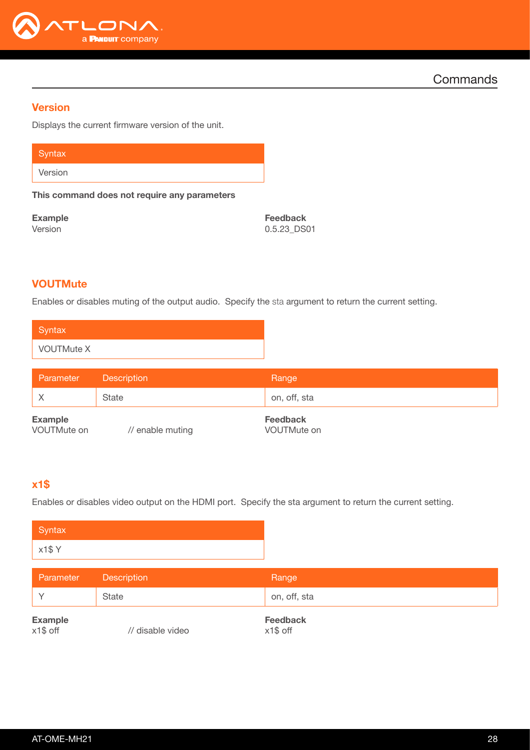## Commands

### Version

Displays the current firmware version of the unit.

| Syntax |
|---|
| Version |

**This command does not require any parameters**

**Example**
Version

**Feedback**
0.5.23_DS01

### VOUTMute

Enables or disables muting of the output audio. Specify the sta argument to return the current setting.

| Syntax |
|---|
| VOUTMute X |

| Parameter | Description | Range |
|---|---|---|
| X | State | on, off, sta |

**Example**
VOUTMute on // enable muting

**Feedback**
VOUTMute on

### x1$

Enables or disables video output on the HDMI port. Specify the sta argument to return the current setting.

| Syntax |
|---|
| x1$ Y |

| Parameter | Description | Range |
|---|---|---|
| Y | State | on, off, sta |

**Example**
x1$ off // disable video

**Feedback**
x1$ off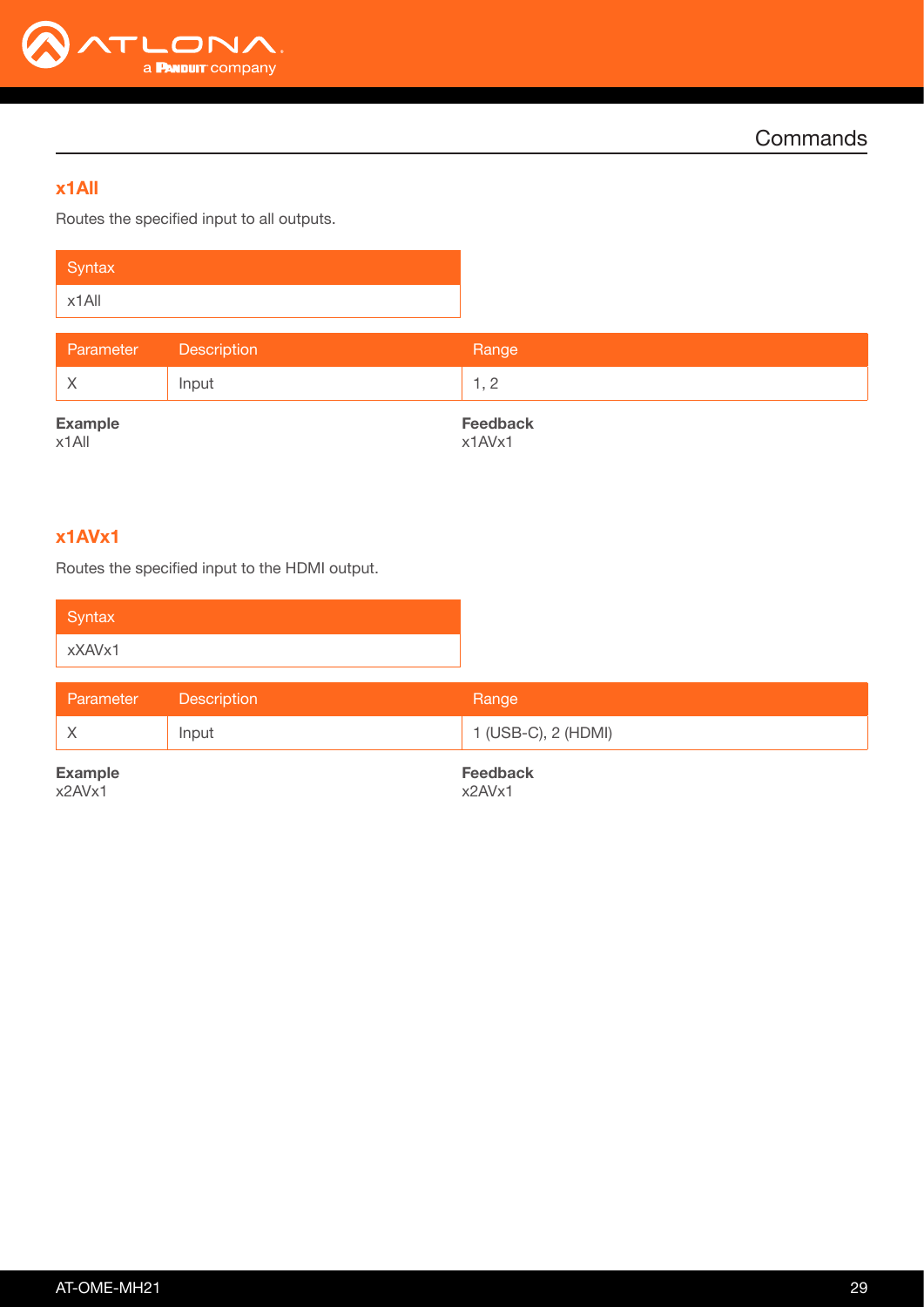## Commands

### x1All

Routes the specified input to all outputs.

| Syntax |
|---|
| x1All |

| Parameter | Description | Range |
|---|---|---|
| X | Input | 1, 2 |

**Example**
x1All

**Feedback**
x1AVx1

### x1AVx1

Routes the specified input to the HDMI output.

| Syntax |
|---|
| xXAVx1 |

| Parameter | Description | Range |
|---|---|---|
| X | Input | 1 (USB-C), 2 (HDMI) |

**Example**
x2AVx1

**Feedback**
x2AVx1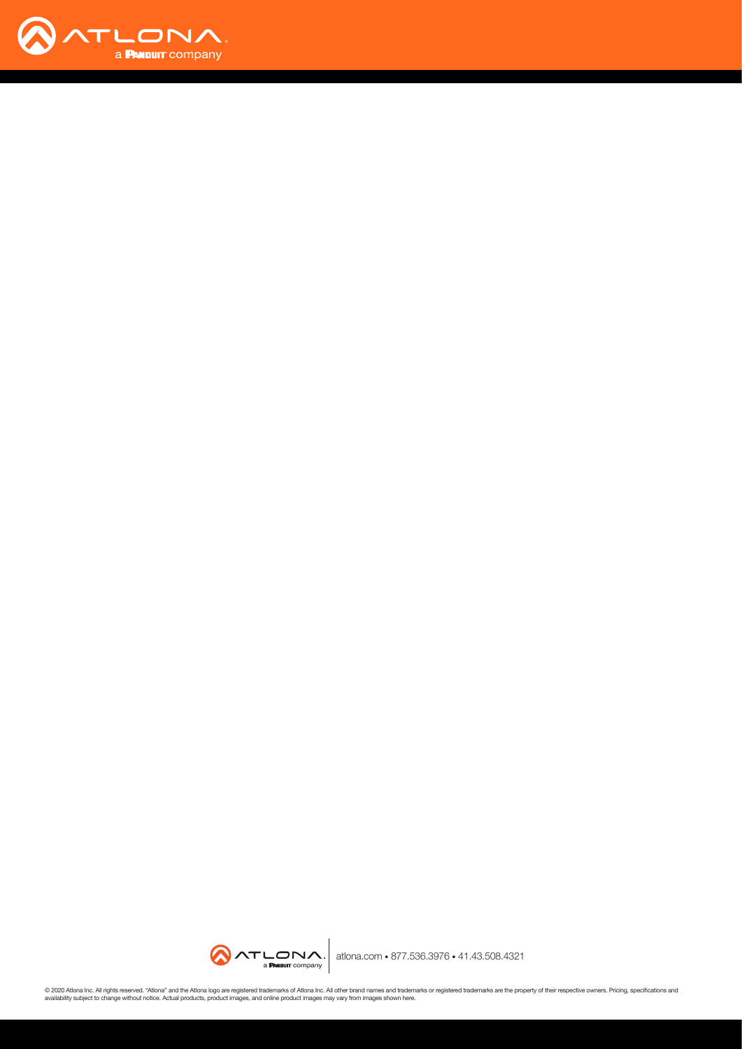atlona.com • 877.536.3976 • 41.43.508.4321

© 2020 Atlona Inc. All rights reserved. "Atlona" and the Atlona logo are registered trademarks of Atlona Inc. All other brand names and trademarks or registered trademarks are the property of their respective owners. Pricing, specifications and availability subject to change without notice. Actual products, product images, and online product images may vary from images shown here.